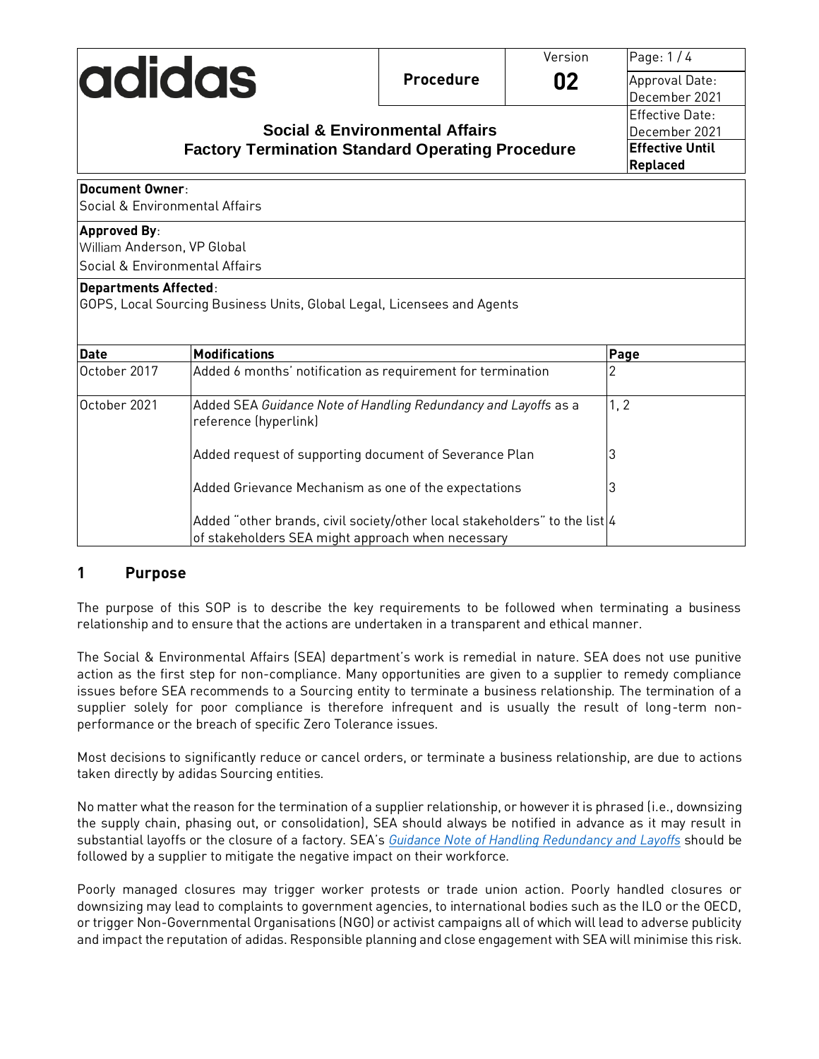| adidas | Procedure | Version 02 | Page: 1 / 4 |
|---|---|---|---|
| | | | Approval Date: December 2021 |
| **Social & Environmental Affairs Factory Termination Standard Operating Procedure** | | | Effective Date: December 2021 |
| | | | **Effective Until Replaced** |

**Document Owner**:
Social & Environmental Affairs

**Approved By**:
William Anderson, VP Global
Social & Environmental Affairs

**Departments Affected**:
GOPS, Local Sourcing Business Units, Global Legal, Licensees and Agents

| Date | Modifications | Page |
|---|---|---|
| October 2017 | Added 6 months' notification as requirement for termination | 2 |
| October 2021 | Added SEA *Guidance Note of Handling Redundancy and Layoffs* as a reference (hyperlink) | 1, 2 |
| | Added request of supporting document of Severance Plan | 3 |
| | Added Grievance Mechanism as one of the expectations | 3 |
| | Added "other brands, civil society/other local stakeholders" to the list of stakeholders SEA might approach when necessary | 4 |

## 1 Purpose

The purpose of this SOP is to describe the key requirements to be followed when terminating a business relationship and to ensure that the actions are undertaken in a transparent and ethical manner.

The Social & Environmental Affairs (SEA) department's work is remedial in nature. SEA does not use punitive action as the first step for non-compliance. Many opportunities are given to a supplier to remedy compliance issues before SEA recommends to a Sourcing entity to terminate a business relationship. The termination of a supplier solely for poor compliance is therefore infrequent and is usually the result of long-term non-performance or the breach of specific Zero Tolerance issues.

Most decisions to significantly reduce or cancel orders, or terminate a business relationship, are due to actions taken directly by adidas Sourcing entities.

No matter what the reason for the termination of a supplier relationship, or however it is phrased (i.e., downsizing the supply chain, phasing out, or consolidation), SEA should always be notified in advance as it may result in substantial layoffs or the closure of a factory. SEA's *Guidance Note of Handling Redundancy and Layoffs* should be followed by a supplier to mitigate the negative impact on their workforce.

Poorly managed closures may trigger worker protests or trade union action. Poorly handled closures or downsizing may lead to complaints to government agencies, to international bodies such as the ILO or the OECD, or trigger Non-Governmental Organisations (NGO) or activist campaigns all of which will lead to adverse publicity and impact the reputation of adidas. Responsible planning and close engagement with SEA will minimise this risk.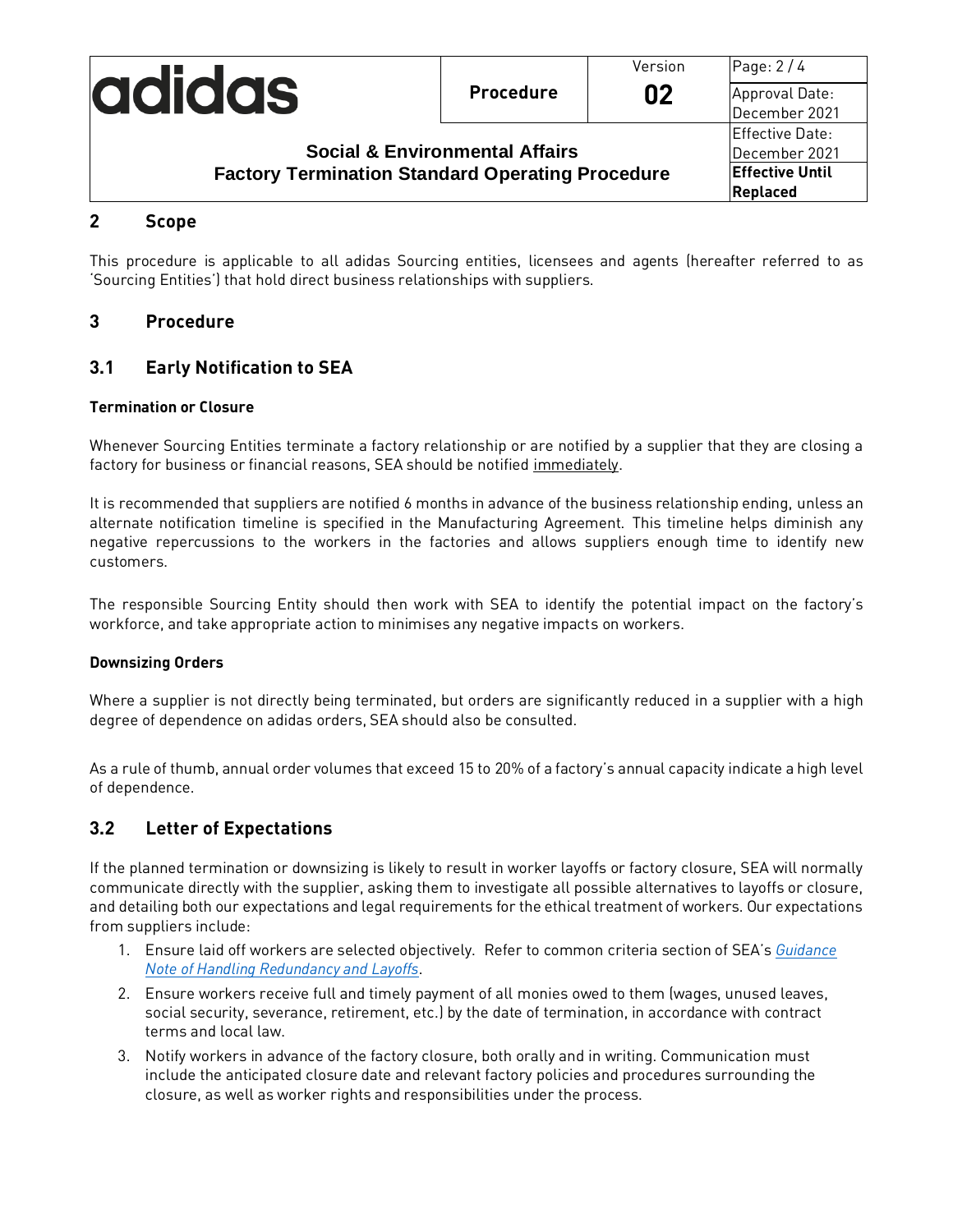## 2 Scope

This procedure is applicable to all adidas Sourcing entities, licensees and agents (hereafter referred to as 'Sourcing Entities') that hold direct business relationships with suppliers.

## 3 Procedure

### 3.1 Early Notification to SEA

**Termination or Closure**

Whenever Sourcing Entities terminate a factory relationship or are notified by a supplier that they are closing a factory for business or financial reasons, SEA should be notified immediately.

It is recommended that suppliers are notified 6 months in advance of the business relationship ending, unless an alternate notification timeline is specified in the Manufacturing Agreement. This timeline helps diminish any negative repercussions to the workers in the factories and allows suppliers enough time to identify new customers.

The responsible Sourcing Entity should then work with SEA to identify the potential impact on the factory's workforce, and take appropriate action to minimises any negative impacts on workers.

**Downsizing Orders**

Where a supplier is not directly being terminated, but orders are significantly reduced in a supplier with a high degree of dependence on adidas orders, SEA should also be consulted.

As a rule of thumb, annual order volumes that exceed 15 to 20% of a factory's annual capacity indicate a high level of dependence.

### 3.2 Letter of Expectations

If the planned termination or downsizing is likely to result in worker layoffs or factory closure, SEA will normally communicate directly with the supplier, asking them to investigate all possible alternatives to layoffs or closure, and detailing both our expectations and legal requirements for the ethical treatment of workers. Our expectations from suppliers include:

1. Ensure laid off workers are selected objectively. Refer to common criteria section of SEA's *Guidance Note of Handling Redundancy and Layoffs*.
2. Ensure workers receive full and timely payment of all monies owed to them (wages, unused leaves, social security, severance, retirement, etc.) by the date of termination, in accordance with contract terms and local law.
3. Notify workers in advance of the factory closure, both orally and in writing. Communication must include the anticipated closure date and relevant factory policies and procedures surrounding the closure, as well as worker rights and responsibilities under the process.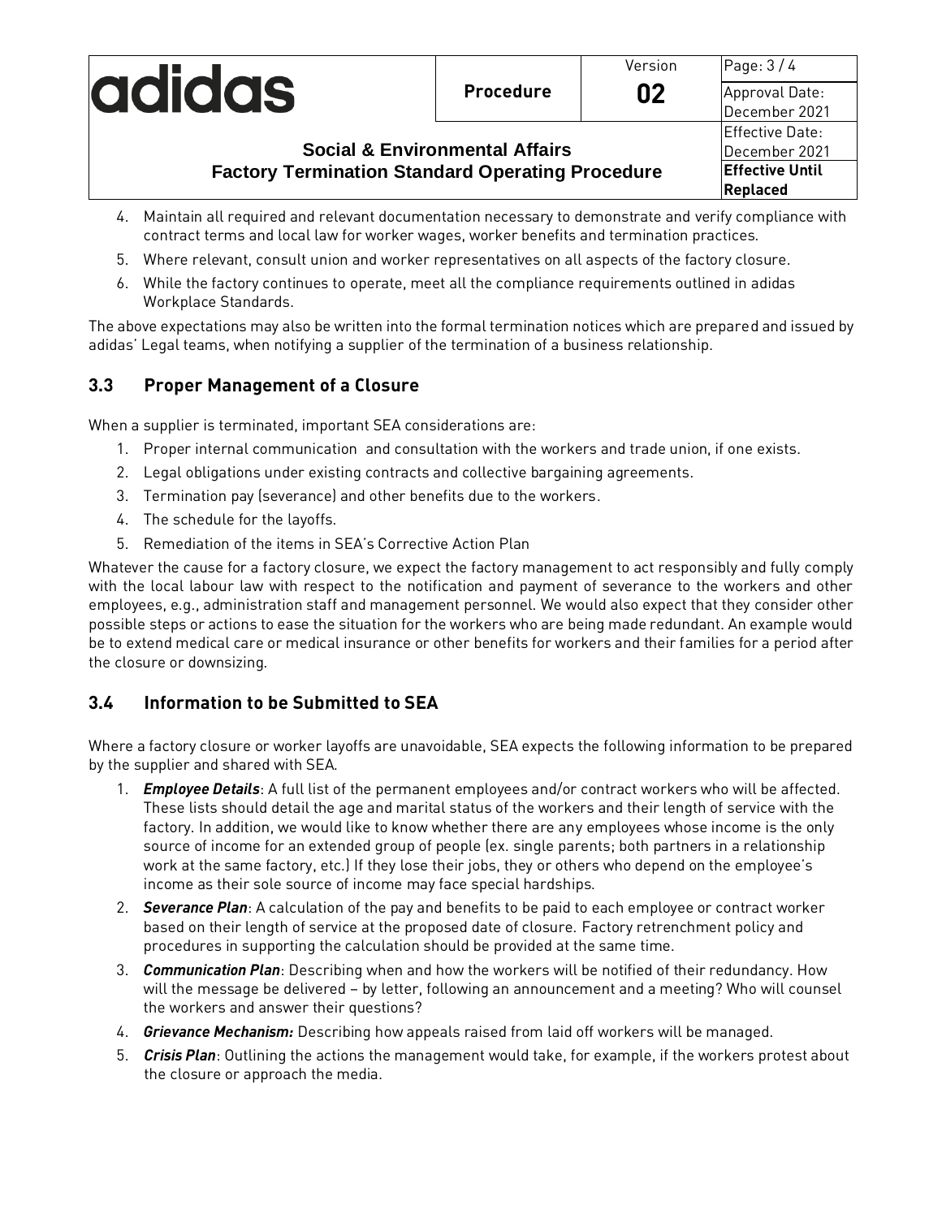4. Maintain all required and relevant documentation necessary to demonstrate and verify compliance with contract terms and local law for worker wages, worker benefits and termination practices.
5. Where relevant, consult union and worker representatives on all aspects of the factory closure.
6. While the factory continues to operate, meet all the compliance requirements outlined in adidas Workplace Standards.

The above expectations may also be written into the formal termination notices which are prepared and issued by adidas' Legal teams, when notifying a supplier of the termination of a business relationship.

## 3.3 Proper Management of a Closure

When a supplier is terminated, important SEA considerations are:

1. Proper internal communication and consultation with the workers and trade union, if one exists.
2. Legal obligations under existing contracts and collective bargaining agreements.
3. Termination pay (severance) and other benefits due to the workers.
4. The schedule for the layoffs.
5. Remediation of the items in SEA's Corrective Action Plan

Whatever the cause for a factory closure, we expect the factory management to act responsibly and fully comply with the local labour law with respect to the notification and payment of severance to the workers and other employees, e.g., administration staff and management personnel. We would also expect that they consider other possible steps or actions to ease the situation for the workers who are being made redundant. An example would be to extend medical care or medical insurance or other benefits for workers and their families for a period after the closure or downsizing.

## 3.4 Information to be Submitted to SEA

Where a factory closure or worker layoffs are unavoidable, SEA expects the following information to be prepared by the supplier and shared with SEA.

1. ***Employee Details***: A full list of the permanent employees and/or contract workers who will be affected. These lists should detail the age and marital status of the workers and their length of service with the factory. In addition, we would like to know whether there are any employees whose income is the only source of income for an extended group of people (ex. single parents; both partners in a relationship work at the same factory, etc.) If they lose their jobs, they or others who depend on the employee's income as their sole source of income may face special hardships.
2. ***Severance Plan***: A calculation of the pay and benefits to be paid to each employee or contract worker based on their length of service at the proposed date of closure. Factory retrenchment policy and procedures in supporting the calculation should be provided at the same time.
3. ***Communication Plan***: Describing when and how the workers will be notified of their redundancy. How will the message be delivered – by letter, following an announcement and a meeting? Who will counsel the workers and answer their questions?
4. ***Grievance Mechanism:*** Describing how appeals raised from laid off workers will be managed.
5. ***Crisis Plan***: Outlining the actions the management would take, for example, if the workers protest about the closure or approach the media.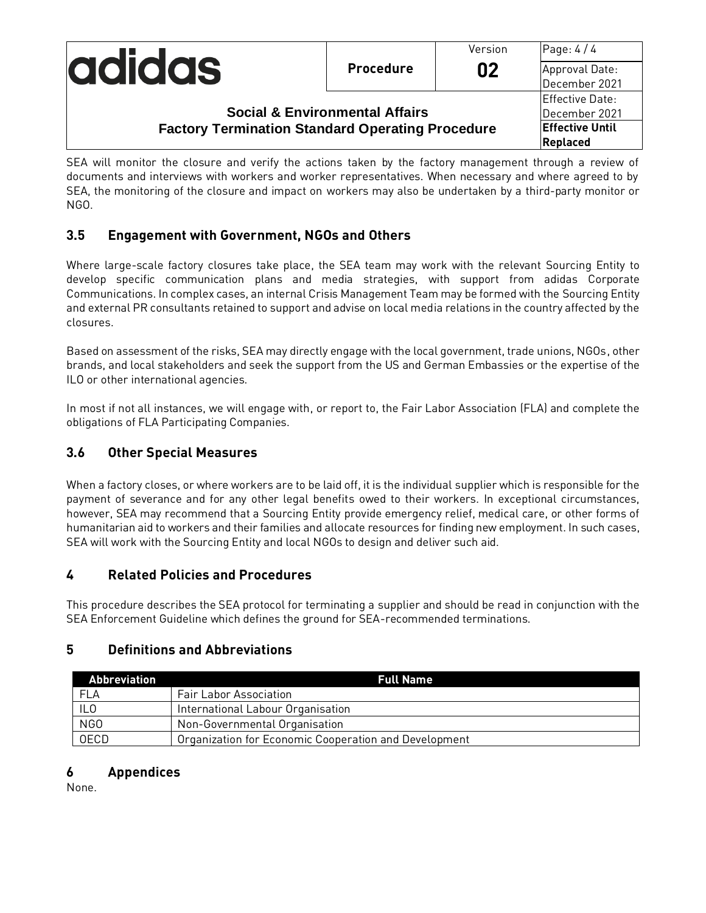SEA will monitor the closure and verify the actions taken by the factory management through a review of documents and interviews with workers and worker representatives. When necessary and where agreed to by SEA, the monitoring of the closure and impact on workers may also be undertaken by a third-party monitor or NGO.

## 3.5 Engagement with Government, NGOs and Others

Where large-scale factory closures take place, the SEA team may work with the relevant Sourcing Entity to develop specific communication plans and media strategies, with support from adidas Corporate Communications. In complex cases, an internal Crisis Management Team may be formed with the Sourcing Entity and external PR consultants retained to support and advise on local media relations in the country affected by the closures.

Based on assessment of the risks, SEA may directly engage with the local government, trade unions, NGOs, other brands, and local stakeholders and seek the support from the US and German Embassies or the expertise of the ILO or other international agencies.

In most if not all instances, we will engage with, or report to, the Fair Labor Association (FLA) and complete the obligations of FLA Participating Companies.

## 3.6 Other Special Measures

When a factory closes, or where workers are to be laid off, it is the individual supplier which is responsible for the payment of severance and for any other legal benefits owed to their workers. In exceptional circumstances, however, SEA may recommend that a Sourcing Entity provide emergency relief, medical care, or other forms of humanitarian aid to workers and their families and allocate resources for finding new employment. In such cases, SEA will work with the Sourcing Entity and local NGOs to design and deliver such aid.

# 4 Related Policies and Procedures

This procedure describes the SEA protocol for terminating a supplier and should be read in conjunction with the SEA Enforcement Guideline which defines the ground for SEA-recommended terminations.

# 5 Definitions and Abbreviations

| Abbreviation | Full Name |
|---|---|
| FLA | Fair Labor Association |
| ILO | International Labour Organisation |
| NGO | Non-Governmental Organisation |
| OECD | Organization for Economic Cooperation and Development |

# 6 Appendices

None.